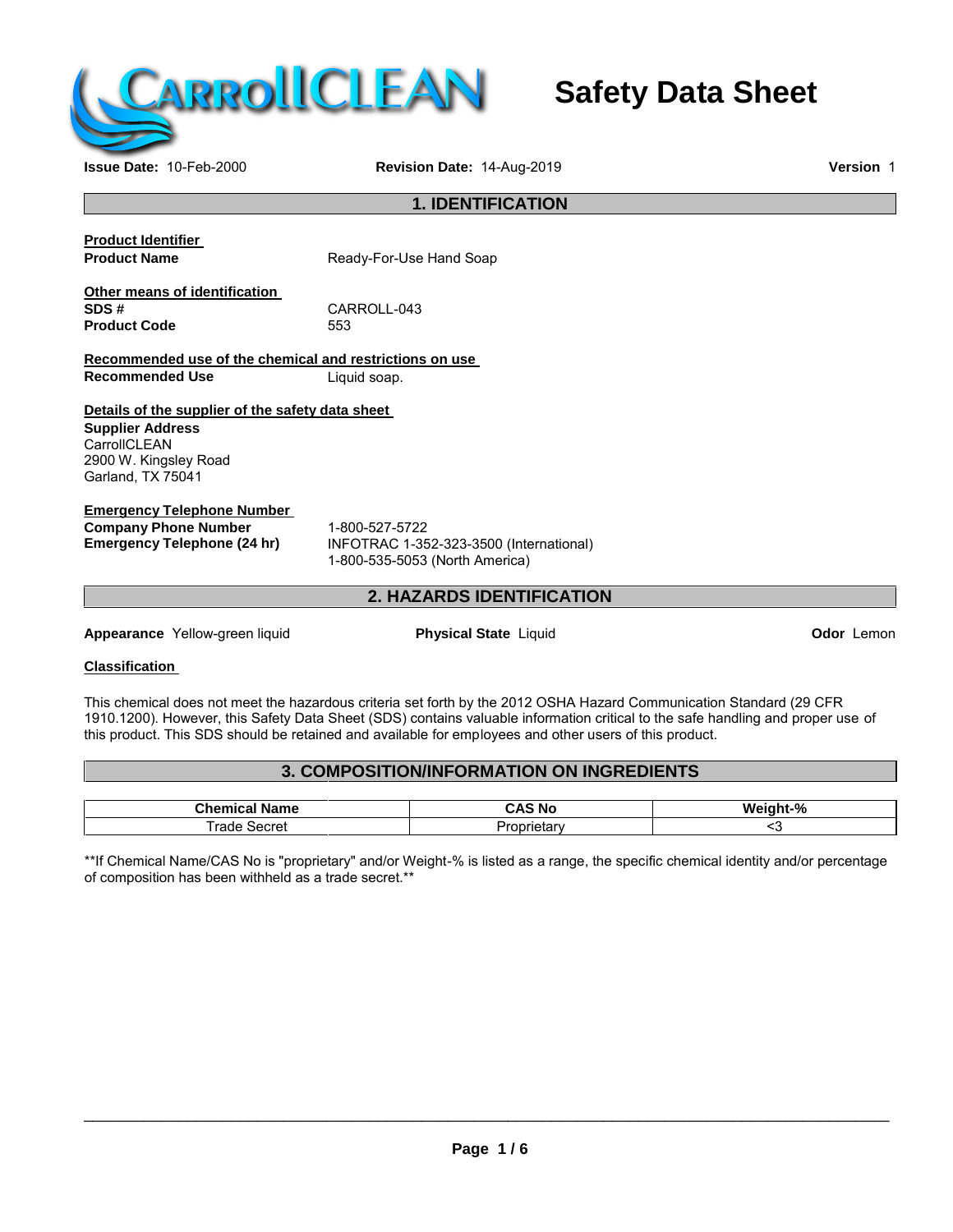# Safety Data Sheet

**Issue Date:** 10-Feb-2000 **Revision Date:** 14-Aug-2019 **Version** 1

## 1. IDENTIFICATION

**Product Identifier**

**Product Name** Ready-For-Use Hand Soap

**Other means of identification**

**SDS #** CARROLL-043

**Product Code** 553

**Recommended use of the chemical and restrictions on use**

**Recommended Use** Liquid soap.

**Details of the supplier of the safety data sheet**

**Supplier Address**
CarrollCLEAN
2900 W. Kingsley Road
Garland, TX 75041

**Emergency Telephone Number**

**Company Phone Number** 1-800-527-5722

**Emergency Telephone (24 hr)** INFOTRAC 1-352-323-3500 (International)
1-800-535-5053 (North America)

## 2. HAZARDS IDENTIFICATION

**Appearance** Yellow-green liquid **Physical State** Liquid **Odor** Lemon

**Classification**

This chemical does not meet the hazardous criteria set forth by the 2012 OSHA Hazard Communication Standard (29 CFR 1910.1200). However, this Safety Data Sheet (SDS) contains valuable information critical to the safe handling and proper use of this product. This SDS should be retained and available for employees and other users of this product.

## 3. COMPOSITION/INFORMATION ON INGREDIENTS

| Chemical Name | CAS No | Weight-% |
|---|---|---|
| Trade Secret | Proprietary | <3 |

**If Chemical Name/CAS No is "proprietary" and/or Weight-% is listed as a range, the specific chemical identity and/or percentage of composition has been withheld as a trade secret.**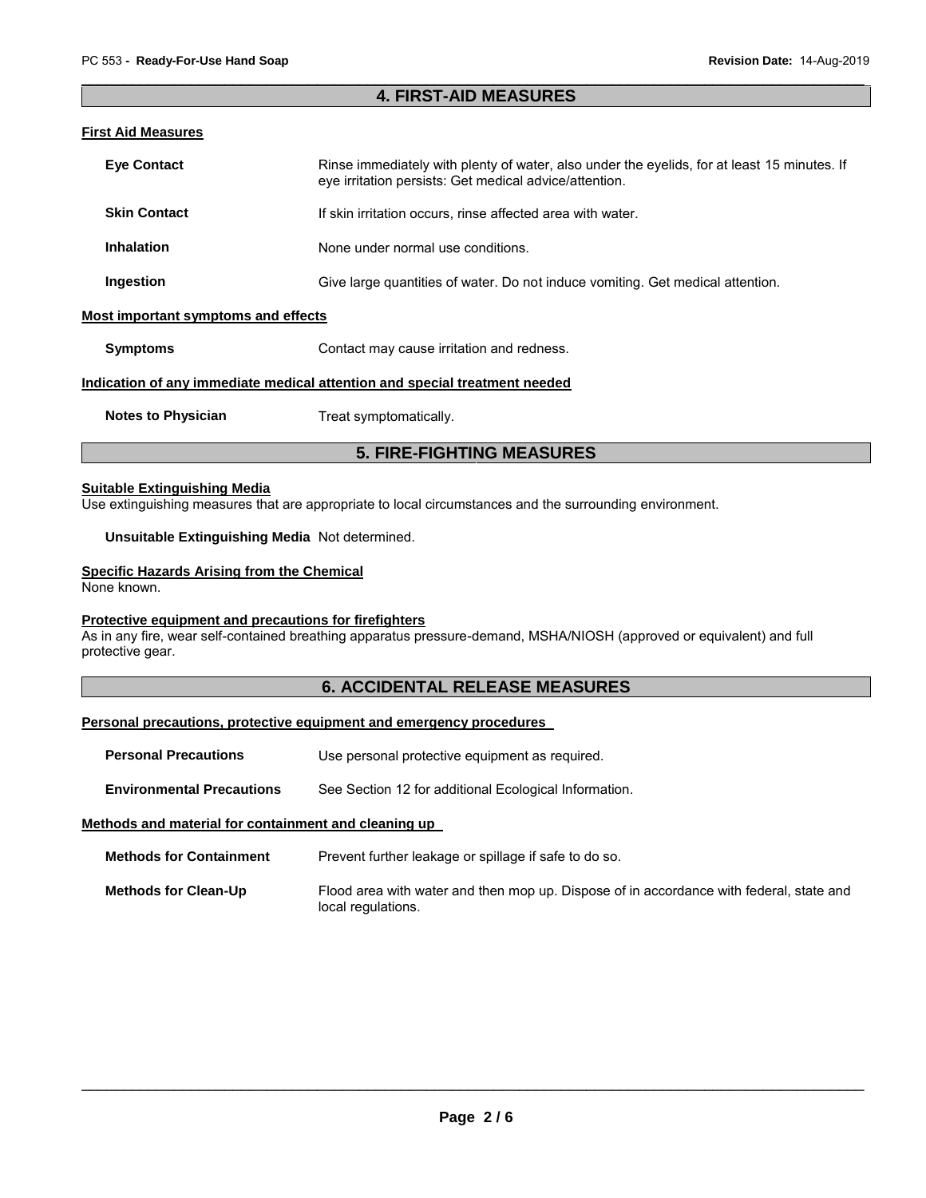## 4. FIRST-AID MEASURES

### First Aid Measures

**Eye Contact** Rinse immediately with plenty of water, also under the eyelids, for at least 15 minutes. If eye irritation persists: Get medical advice/attention.

**Skin Contact** If skin irritation occurs, rinse affected area with water.

**Inhalation** None under normal use conditions.

**Ingestion** Give large quantities of water. Do not induce vomiting. Get medical attention.

### Most important symptoms and effects

**Symptoms** Contact may cause irritation and redness.

### Indication of any immediate medical attention and special treatment needed

**Notes to Physician** Treat symptomatically.

## 5. FIRE-FIGHTING MEASURES

### Suitable Extinguishing Media

Use extinguishing measures that are appropriate to local circumstances and the surrounding environment.

**Unsuitable Extinguishing Media** Not determined.

### Specific Hazards Arising from the Chemical

None known.

### Protective equipment and precautions for firefighters

As in any fire, wear self-contained breathing apparatus pressure-demand, MSHA/NIOSH (approved or equivalent) and full protective gear.

## 6. ACCIDENTAL RELEASE MEASURES

### Personal precautions, protective equipment and emergency procedures

**Personal Precautions** Use personal protective equipment as required.

**Environmental Precautions** See Section 12 for additional Ecological Information.

### Methods and material for containment and cleaning up

**Methods for Containment** Prevent further leakage or spillage if safe to do so.

**Methods for Clean-Up** Flood area with water and then mop up. Dispose of in accordance with federal, state and local regulations.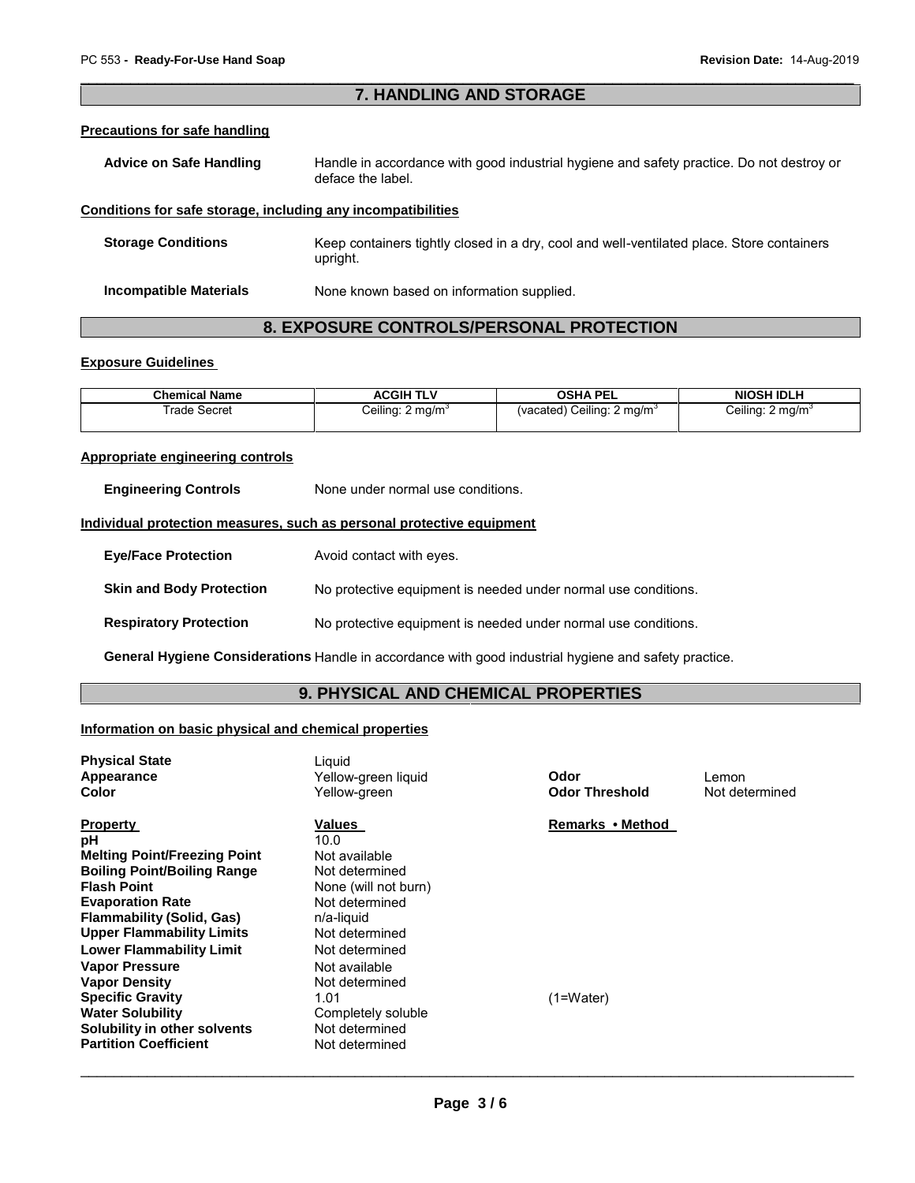## 7. HANDLING AND STORAGE

### Precautions for safe handling

**Advice on Safe Handling** Handle in accordance with good industrial hygiene and safety practice. Do not destroy or deface the label.

### Conditions for safe storage, including any incompatibilities

**Storage Conditions** Keep containers tightly closed in a dry, cool and well-ventilated place. Store containers upright.

**Incompatible Materials** None known based on information supplied.

## 8. EXPOSURE CONTROLS/PERSONAL PROTECTION

### Exposure Guidelines

| Chemical Name | ACGIH TLV | OSHA PEL | NIOSH IDLH |
|---|---|---|---|
| Trade Secret | Ceiling: 2 mg/m$^3$ | (vacated) Ceiling: 2 mg/m$^3$ | Ceiling: 2 mg/m$^3$ |

### Appropriate engineering controls

**Engineering Controls** None under normal use conditions.

### Individual protection measures, such as personal protective equipment

**Eye/Face Protection** Avoid contact with eyes.

**Skin and Body Protection** No protective equipment is needed under normal use conditions.

**Respiratory Protection** No protective equipment is needed under normal use conditions.

**General Hygiene Considerations** Handle in accordance with good industrial hygiene and safety practice.

## 9. PHYSICAL AND CHEMICAL PROPERTIES

### Information on basic physical and chemical properties

**Physical State** Liquid
**Appearance** Yellow-green liquid
**Color** Yellow-green
**Odor** Lemon
**Odor Threshold** Not determined

| Property | Values | Remarks • Method |
|---|---|---|
| **pH** | 10.0 | |
| **Melting Point/Freezing Point** | Not available | |
| **Boiling Point/Boiling Range** | Not determined | |
| **Flash Point** | None (will not burn) | |
| **Evaporation Rate** | Not determined | |
| **Flammability (Solid, Gas)** | n/a-liquid | |
| **Upper Flammability Limits** | Not determined | |
| **Lower Flammability Limit** | Not determined | |
| **Vapor Pressure** | Not available | |
| **Vapor Density** | Not determined | |
| **Specific Gravity** | 1.01 | (1=Water) |
| **Water Solubility** | Completely soluble | |
| **Solubility in other solvents** | Not determined | |
| **Partition Coefficient** | Not determined | |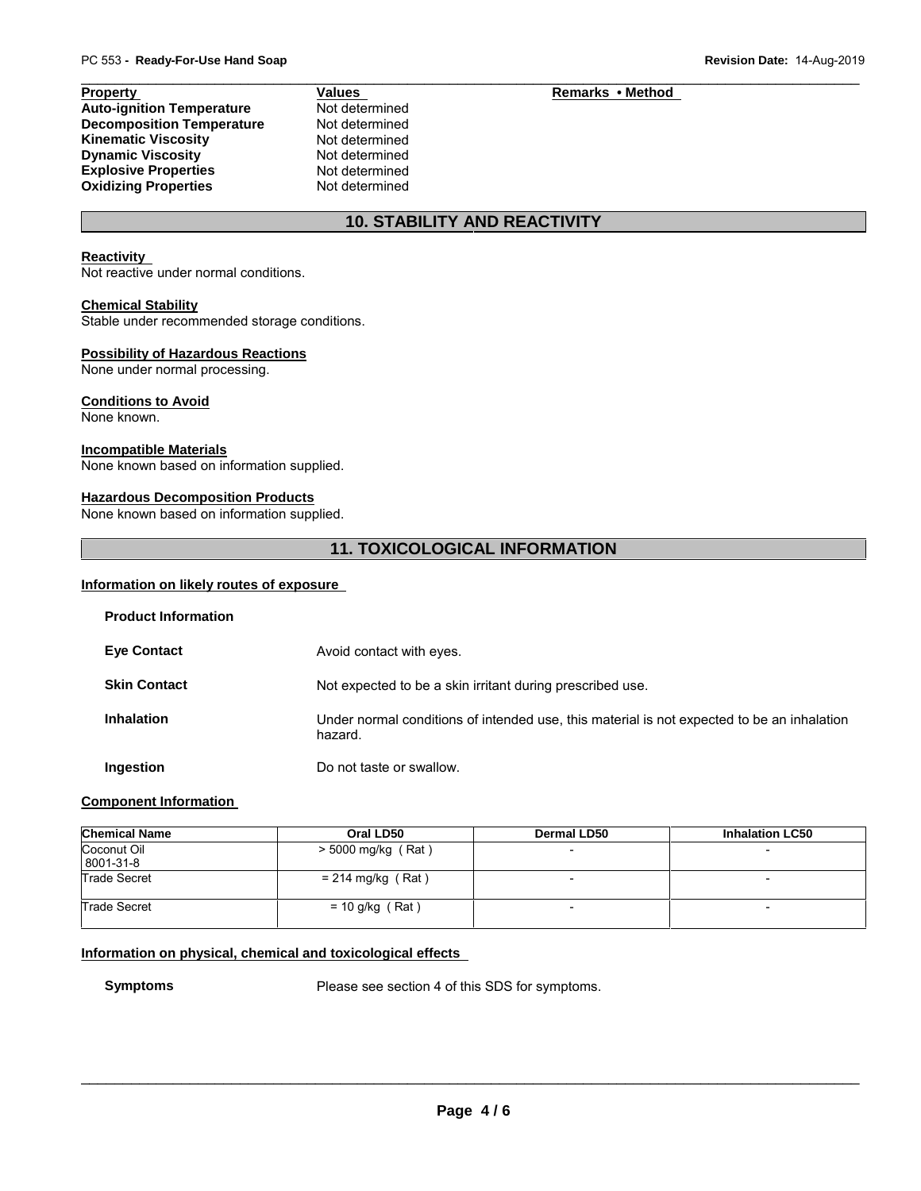| Property | Values | Remarks • Method |
|---|---|---|
| **Auto-ignition Temperature** | Not determined | |
| **Decomposition Temperature** | Not determined | |
| **Kinematic Viscosity** | Not determined | |
| **Dynamic Viscosity** | Not determined | |
| **Explosive Properties** | Not determined | |
| **Oxidizing Properties** | Not determined | |

## 10. STABILITY AND REACTIVITY

**Reactivity**
Not reactive under normal conditions.

**Chemical Stability**
Stable under recommended storage conditions.

**Possibility of Hazardous Reactions**
None under normal processing.

**Conditions to Avoid**
None known.

**Incompatible Materials**
None known based on information supplied.

**Hazardous Decomposition Products**
None known based on information supplied.

## 11. TOXICOLOGICAL INFORMATION

**Information on likely routes of exposure**

**Product Information**

**Eye Contact** Avoid contact with eyes.

**Skin Contact** Not expected to be a skin irritant during prescribed use.

**Inhalation** Under normal conditions of intended use, this material is not expected to be an inhalation hazard.

**Ingestion** Do not taste or swallow.

**Component Information**

| Chemical Name | Oral LD50 | Dermal LD50 | Inhalation LC50 |
|---|---|---|---|
| Coconut Oil 8001-31-8 | > 5000 mg/kg ( Rat ) | - | - |
| Trade Secret | = 214 mg/kg ( Rat ) | - | - |
| Trade Secret | = 10 g/kg ( Rat ) | - | - |

**Information on physical, chemical and toxicological effects**

**Symptoms** Please see section 4 of this SDS for symptoms.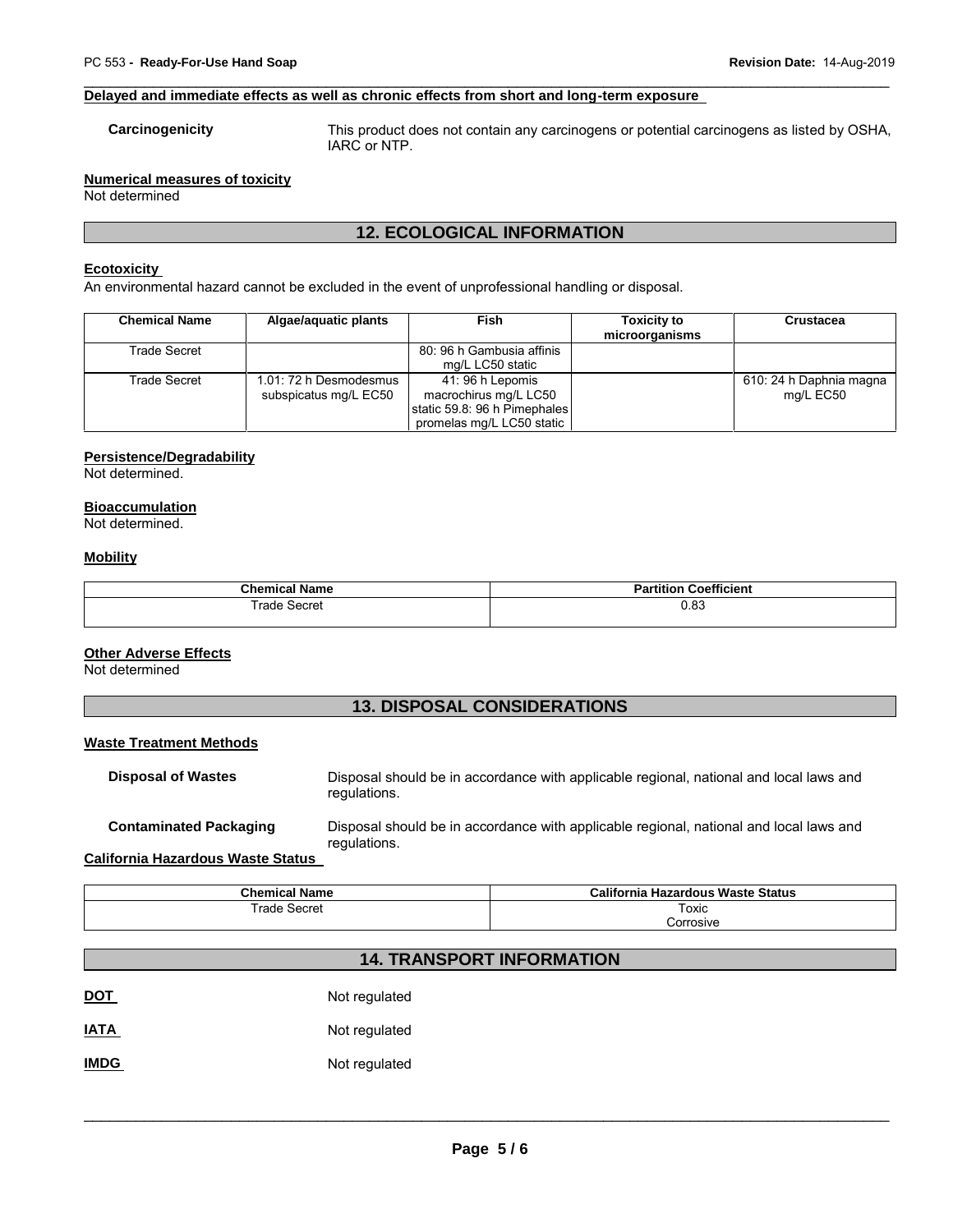**Delayed and immediate effects as well as chronic effects from short and long-term exposure**

**Carcinogenicity** This product does not contain any carcinogens or potential carcinogens as listed by OSHA, IARC or NTP.

**Numerical measures of toxicity**
Not determined

## 12. ECOLOGICAL INFORMATION

**Ecotoxicity**
An environmental hazard cannot be excluded in the event of unprofessional handling or disposal.

| Chemical Name | Algae/aquatic plants | Fish | Toxicity to microorganisms | Crustacea |
|---|---|---|---|---|
| Trade Secret | | 80: 96 h Gambusia affinis mg/L LC50 static | | |
| Trade Secret | 1.01: 72 h Desmodesmus subspicatus mg/L EC50 | 41: 96 h Lepomis macrochirus mg/L LC50 static 59.8: 96 h Pimephales promelas mg/L LC50 static | | 610: 24 h Daphnia magna mg/L EC50 |

**Persistence/Degradability**
Not determined.

**Bioaccumulation**
Not determined.

**Mobility**

| Chemical Name | Partition Coefficient |
|---|---|
| Trade Secret | 0.83 |

**Other Adverse Effects**
Not determined

## 13. DISPOSAL CONSIDERATIONS

**Waste Treatment Methods**

**Disposal of Wastes** Disposal should be in accordance with applicable regional, national and local laws and regulations.

**Contaminated Packaging** Disposal should be in accordance with applicable regional, national and local laws and regulations.

**California Hazardous Waste Status**

| Chemical Name | California Hazardous Waste Status |
|---|---|
| Trade Secret | Toxic Corrosive |

## 14. TRANSPORT INFORMATION

**DOT** Not regulated

**IATA** Not regulated

**IMDG** Not regulated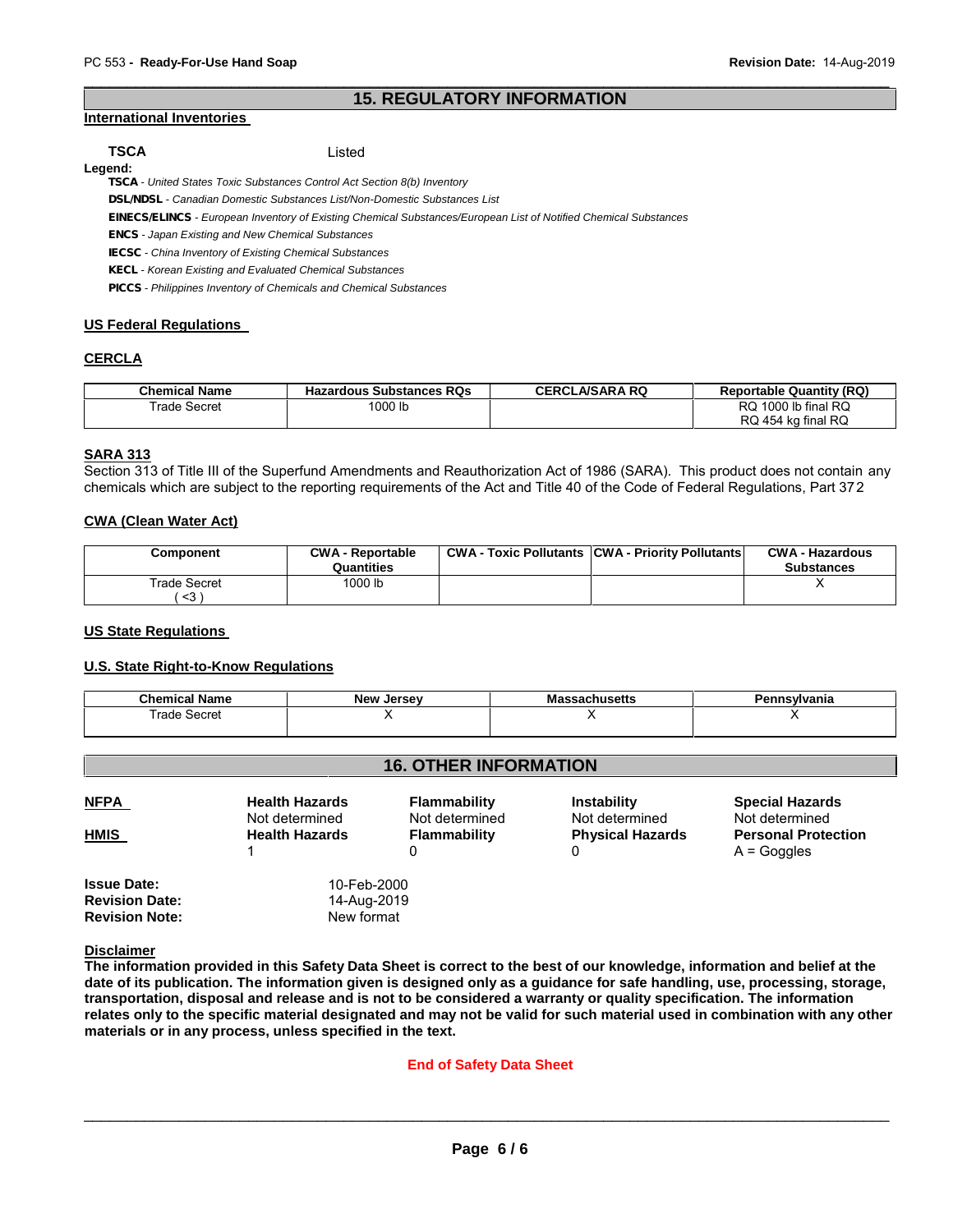## 15. REGULATORY INFORMATION

### International Inventories

**TSCA** Listed

**Legend:**

**TSCA** - *United States Toxic Substances Control Act Section 8(b) Inventory*
**DSL/NDSL** - *Canadian Domestic Substances List/Non-Domestic Substances List*
**EINECS/ELINCS** - *European Inventory of Existing Chemical Substances/European List of Notified Chemical Substances*
**ENCS** - *Japan Existing and New Chemical Substances*
**IECSC** - *China Inventory of Existing Chemical Substances*
**KECL** - *Korean Existing and Evaluated Chemical Substances*
**PICCS** - *Philippines Inventory of Chemicals and Chemical Substances*

### US Federal Regulations

#### CERCLA

| Chemical Name | Hazardous Substances RQs | CERCLA/SARA RQ | Reportable Quantity (RQ) |
|---|---|---|---|
| Trade Secret | 1000 lb | | RQ 1000 lb final RQ<br>RQ 454 kg final RQ |

#### SARA 313

Section 313 of Title III of the Superfund Amendments and Reauthorization Act of 1986 (SARA). This product does not contain any chemicals which are subject to the reporting requirements of the Act and Title 40 of the Code of Federal Regulations, Part 372

#### CWA (Clean Water Act)

| Component | CWA - Reportable Quantities | CWA - Toxic Pollutants | CWA - Priority Pollutants | CWA - Hazardous Substances |
|---|---|---|---|---|
| Trade Secret<br>( <3 ) | 1000 lb | | | X |

### US State Regulations

#### U.S. State Right-to-Know Regulations

| Chemical Name | New Jersey | Massachusetts | Pennsylvania |
|---|---|---|---|
| Trade Secret | X | X | X |

## 16. OTHER INFORMATION

| | | | | |
|---|---|---|---|---|
| **NFPA** | **Health Hazards**<br>Not determined | **Flammability**<br>Not determined | **Instability**<br>Not determined | **Special Hazards**<br>Not determined |
| **HMIS** | **Health Hazards**<br>1 | **Flammability**<br>0 | **Physical Hazards**<br>0 | **Personal Protection**<br>A = Goggles |

**Issue Date:** 10-Feb-2000
**Revision Date:** 14-Aug-2019
**Revision Note:** New format

### Disclaimer

**The information provided in this Safety Data Sheet is correct to the best of our knowledge, information and belief at the date of its publication. The information given is designed only as a guidance for safe handling, use, processing, storage, transportation, disposal and release and is not to be considered a warranty or quality specification. The information relates only to the specific material designated and may not be valid for such material used in combination with any other materials or in any process, unless specified in the text.**

**End of Safety Data Sheet**